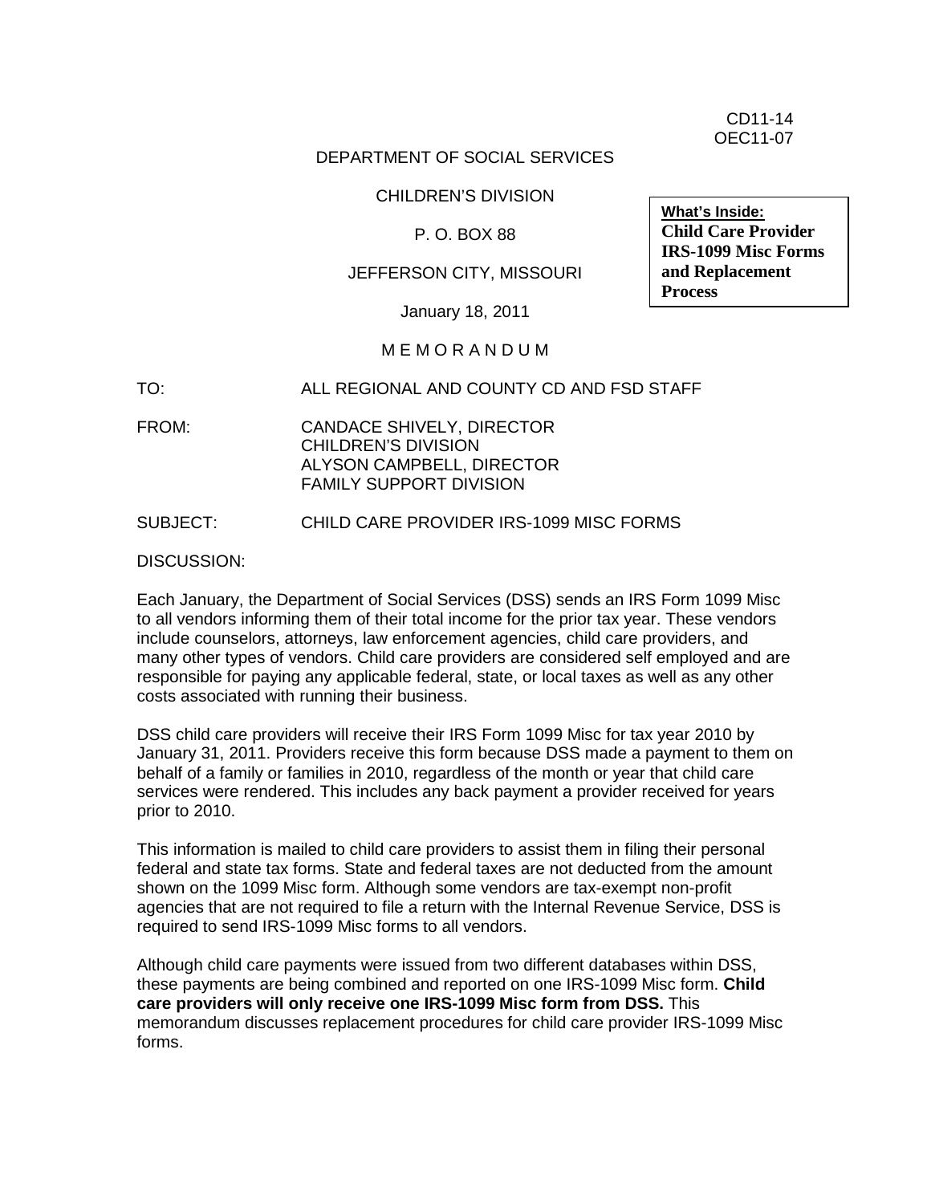CD11-14
OEC11-07

DEPARTMENT OF SOCIAL SERVICES

CHILDREN'S DIVISION

P. O. BOX 88

JEFFERSON CITY, MISSOURI

January 18, 2011

> **What's Inside:**
> **Child Care Provider IRS-1099 Misc Forms and Replacement Process**

M E M O R A N D U M

TO: ALL REGIONAL AND COUNTY CD AND FSD STAFF

FROM: CANDACE SHIVELY, DIRECTOR
CHILDREN'S DIVISION
ALYSON CAMPBELL, DIRECTOR
FAMILY SUPPORT DIVISION

SUBJECT: CHILD CARE PROVIDER IRS-1099 MISC FORMS

DISCUSSION:

Each January, the Department of Social Services (DSS) sends an IRS Form 1099 Misc to all vendors informing them of their total income for the prior tax year. These vendors include counselors, attorneys, law enforcement agencies, child care providers, and many other types of vendors. Child care providers are considered self employed and are responsible for paying any applicable federal, state, or local taxes as well as any other costs associated with running their business.

DSS child care providers will receive their IRS Form 1099 Misc for tax year 2010 by January 31, 2011. Providers receive this form because DSS made a payment to them on behalf of a family or families in 2010, regardless of the month or year that child care services were rendered. This includes any back payment a provider received for years prior to 2010.

This information is mailed to child care providers to assist them in filing their personal federal and state tax forms. State and federal taxes are not deducted from the amount shown on the 1099 Misc form. Although some vendors are tax-exempt non-profit agencies that are not required to file a return with the Internal Revenue Service, DSS is required to send IRS-1099 Misc forms to all vendors.

Although child care payments were issued from two different databases within DSS, these payments are being combined and reported on one IRS-1099 Misc form. **Child care providers will only receive one IRS-1099 Misc form from DSS.** This memorandum discusses replacement procedures for child care provider IRS-1099 Misc forms.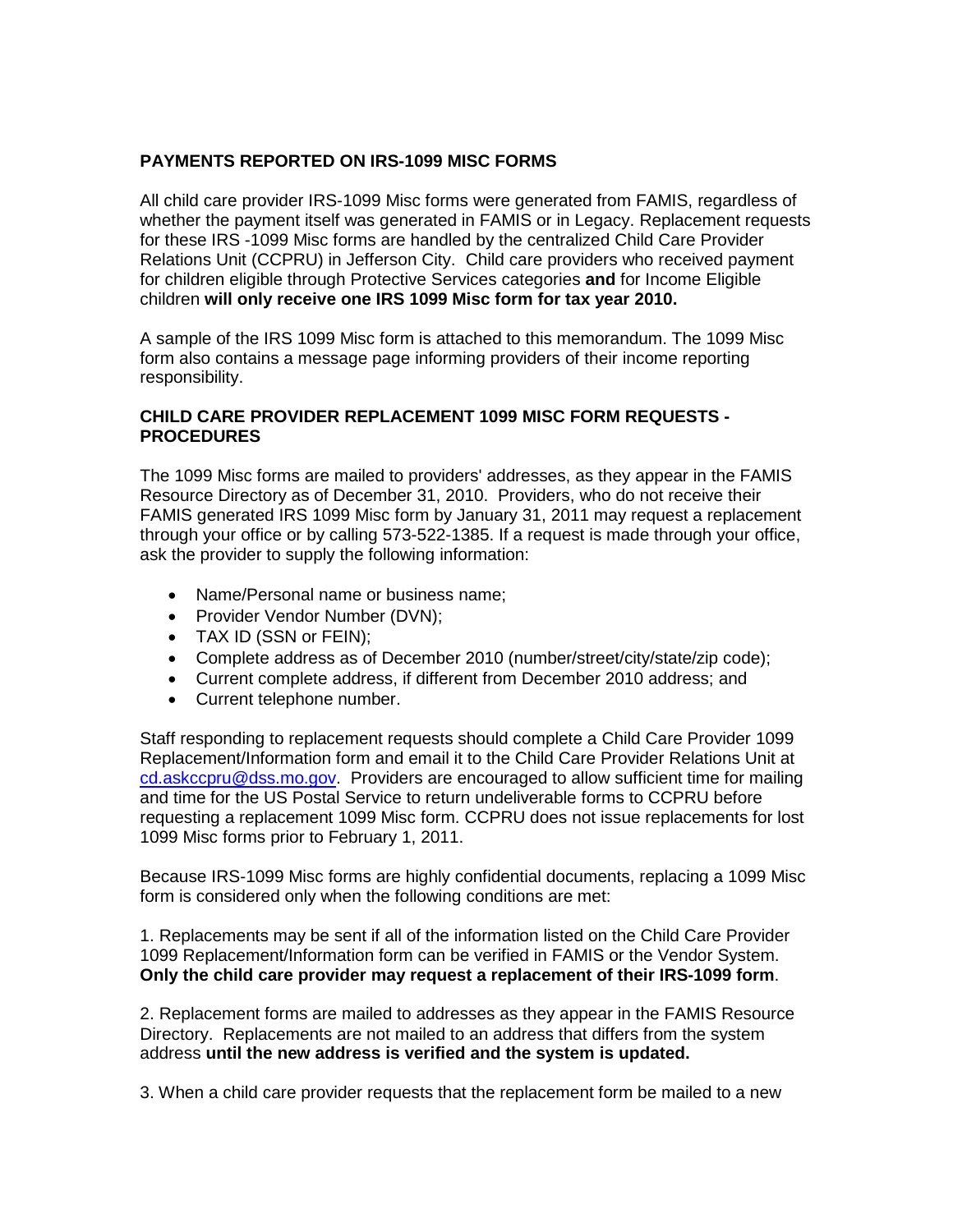## PAYMENTS REPORTED ON IRS-1099 MISC FORMS

All child care provider IRS-1099 Misc forms were generated from FAMIS, regardless of whether the payment itself was generated in FAMIS or in Legacy. Replacement requests for these IRS -1099 Misc forms are handled by the centralized Child Care Provider Relations Unit (CCPRU) in Jefferson City. Child care providers who received payment for children eligible through Protective Services categories **and** for Income Eligible children **will only receive one IRS 1099 Misc form for tax year 2010.**

A sample of the IRS 1099 Misc form is attached to this memorandum. The 1099 Misc form also contains a message page informing providers of their income reporting responsibility.

## CHILD CARE PROVIDER REPLACEMENT 1099 MISC FORM REQUESTS - PROCEDURES

The 1099 Misc forms are mailed to providers' addresses, as they appear in the FAMIS Resource Directory as of December 31, 2010. Providers, who do not receive their FAMIS generated IRS 1099 Misc form by January 31, 2011 may request a replacement through your office or by calling 573-522-1385. If a request is made through your office, ask the provider to supply the following information:

- Name/Personal name or business name;
- Provider Vendor Number (DVN);
- TAX ID (SSN or FEIN);
- Complete address as of December 2010 (number/street/city/state/zip code);
- Current complete address, if different from December 2010 address; and
- Current telephone number.

Staff responding to replacement requests should complete a Child Care Provider 1099 Replacement/Information form and email it to the Child Care Provider Relations Unit at cd.askccpru@dss.mo.gov. Providers are encouraged to allow sufficient time for mailing and time for the US Postal Service to return undeliverable forms to CCPRU before requesting a replacement 1099 Misc form. CCPRU does not issue replacements for lost 1099 Misc forms prior to February 1, 2011.

Because IRS-1099 Misc forms are highly confidential documents, replacing a 1099 Misc form is considered only when the following conditions are met:

1. Replacements may be sent if all of the information listed on the Child Care Provider 1099 Replacement/Information form can be verified in FAMIS or the Vendor System. **Only the child care provider may request a replacement of their IRS-1099 form**.

2. Replacement forms are mailed to addresses as they appear in the FAMIS Resource Directory. Replacements are not mailed to an address that differs from the system address **until the new address is verified and the system is updated.**

3. When a child care provider requests that the replacement form be mailed to a new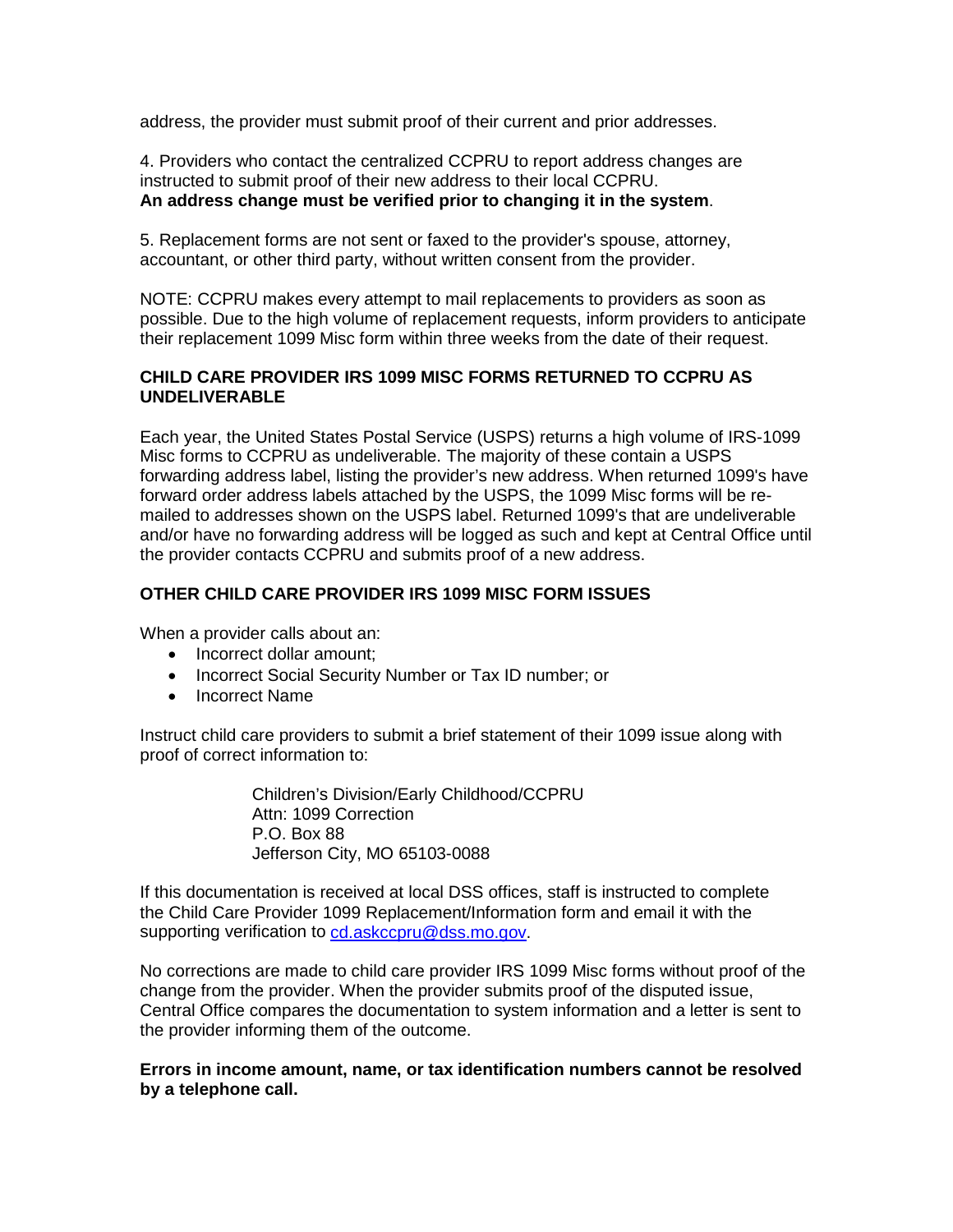address, the provider must submit proof of their current and prior addresses.

4. Providers who contact the centralized CCPRU to report address changes are instructed to submit proof of their new address to their local CCPRU.
**An address change must be verified prior to changing it in the system**.

5. Replacement forms are not sent or faxed to the provider's spouse, attorney, accountant, or other third party, without written consent from the provider.

NOTE: CCPRU makes every attempt to mail replacements to providers as soon as possible. Due to the high volume of replacement requests, inform providers to anticipate their replacement 1099 Misc form within three weeks from the date of their request.

**CHILD CARE PROVIDER IRS 1099 MISC FORMS RETURNED TO CCPRU AS UNDELIVERABLE**

Each year, the United States Postal Service (USPS) returns a high volume of IRS-1099 Misc forms to CCPRU as undeliverable. The majority of these contain a USPS forwarding address label, listing the provider's new address. When returned 1099's have forward order address labels attached by the USPS, the 1099 Misc forms will be re-mailed to addresses shown on the USPS label. Returned 1099's that are undeliverable and/or have no forwarding address will be logged as such and kept at Central Office until the provider contacts CCPRU and submits proof of a new address.

**OTHER CHILD CARE PROVIDER IRS 1099 MISC FORM ISSUES**

When a provider calls about an:

- Incorrect dollar amount;
- Incorrect Social Security Number or Tax ID number; or
- Incorrect Name

Instruct child care providers to submit a brief statement of their 1099 issue along with proof of correct information to:

> Children's Division/Early Childhood/CCPRU
> Attn: 1099 Correction
> P.O. Box 88
> Jefferson City, MO 65103-0088

If this documentation is received at local DSS offices, staff is instructed to complete the Child Care Provider 1099 Replacement/Information form and email it with the supporting verification to cd.askccpru@dss.mo.gov.

No corrections are made to child care provider IRS 1099 Misc forms without proof of the change from the provider. When the provider submits proof of the disputed issue, Central Office compares the documentation to system information and a letter is sent to the provider informing them of the outcome.

**Errors in income amount, name, or tax identification numbers cannot be resolved by a telephone call.**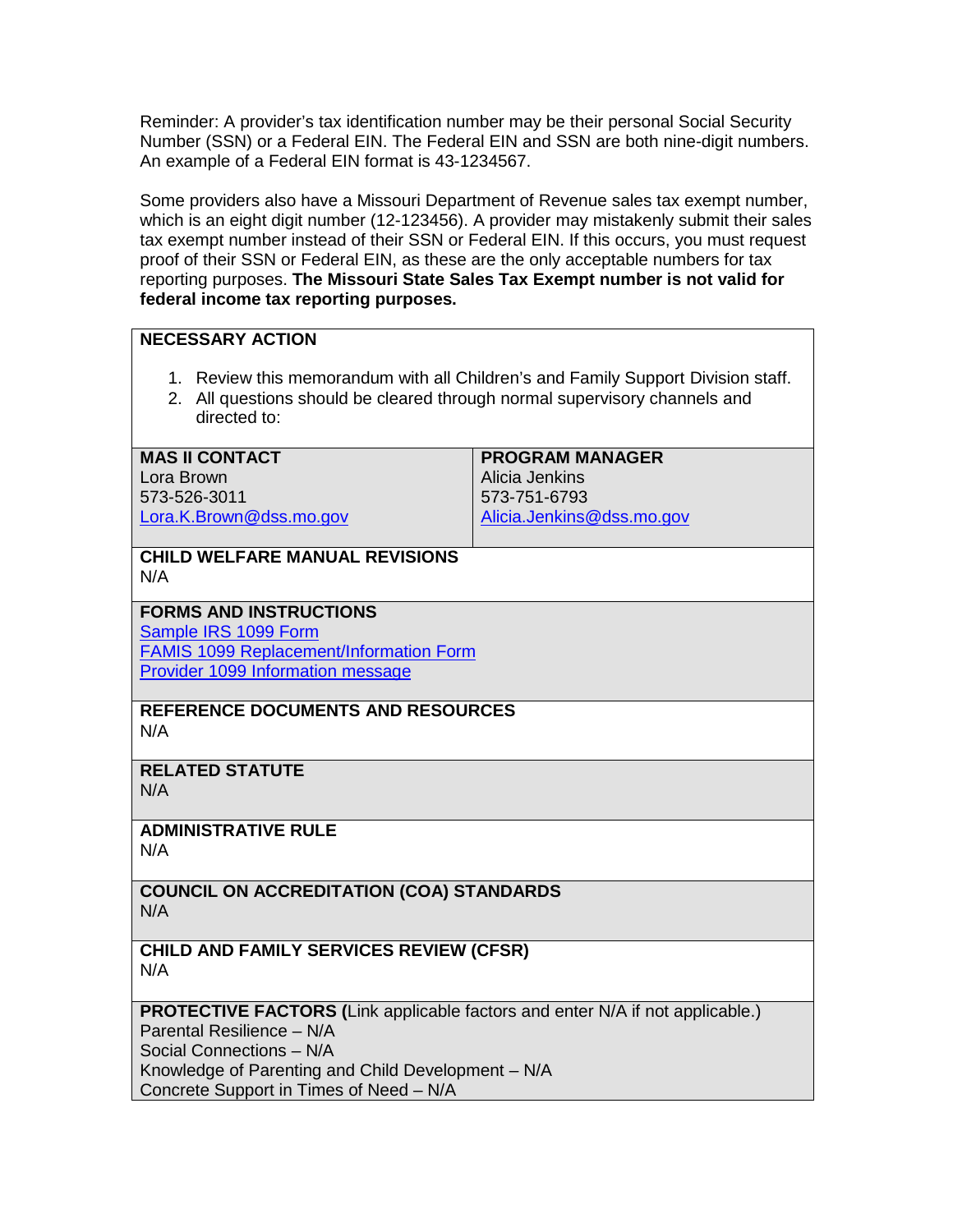Reminder: A provider's tax identification number may be their personal Social Security Number (SSN) or a Federal EIN. The Federal EIN and SSN are both nine-digit numbers. An example of a Federal EIN format is 43-1234567.

Some providers also have a Missouri Department of Revenue sales tax exempt number, which is an eight digit number (12-123456). A provider may mistakenly submit their sales tax exempt number instead of their SSN or Federal EIN. If this occurs, you must request proof of their SSN or Federal EIN, as these are the only acceptable numbers for tax reporting purposes. **The Missouri State Sales Tax Exempt number is not valid for federal income tax reporting purposes.**

**NECESSARY ACTION**

1. Review this memorandum with all Children's and Family Support Division staff.
2. All questions should be cleared through normal supervisory channels and directed to:

| **MAS II CONTACT** | **PROGRAM MANAGER** |
| --- | --- |
| Lora Brown<br>573-526-3011<br>Lora.K.Brown@dss.mo.gov | Alicia Jenkins<br>573-751-6793<br>Alicia.Jenkins@dss.mo.gov |

**CHILD WELFARE MANUAL REVISIONS**
N/A

**FORMS AND INSTRUCTIONS**
Sample IRS 1099 Form
FAMIS 1099 Replacement/Information Form
Provider 1099 Information message

**REFERENCE DOCUMENTS AND RESOURCES**
N/A

**RELATED STATUTE**
N/A

**ADMINISTRATIVE RULE**
N/A

**COUNCIL ON ACCREDITATION (COA) STANDARDS**
N/A

**CHILD AND FAMILY SERVICES REVIEW (CFSR)**
N/A

**PROTECTIVE FACTORS (**Link applicable factors and enter N/A if not applicable.)
Parental Resilience – N/A
Social Connections – N/A
Knowledge of Parenting and Child Development – N/A
Concrete Support in Times of Need – N/A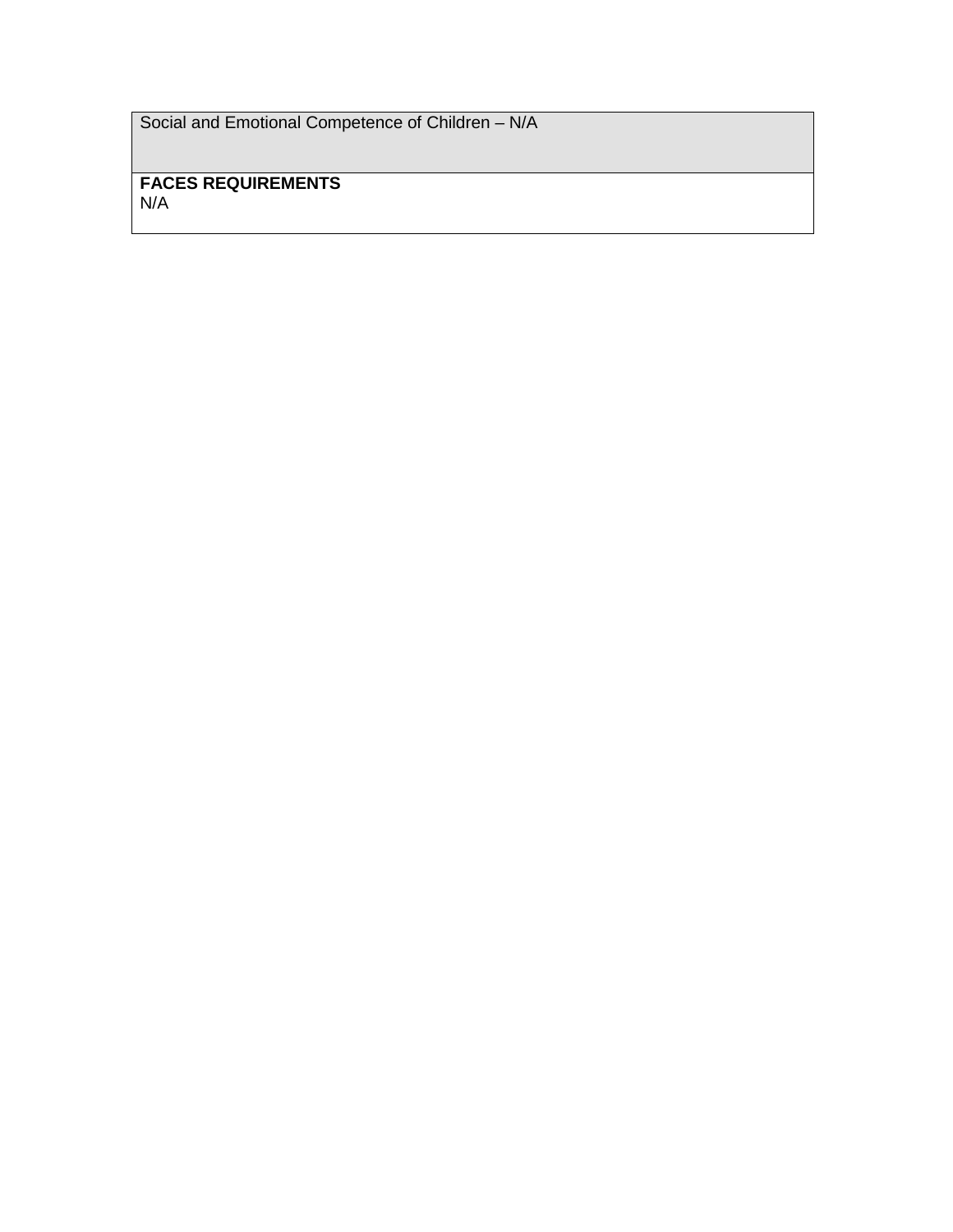| |
|---|
| Social and Emotional Competence of Children – N/A |
| **FACES REQUIREMENTS**<br>N/A |